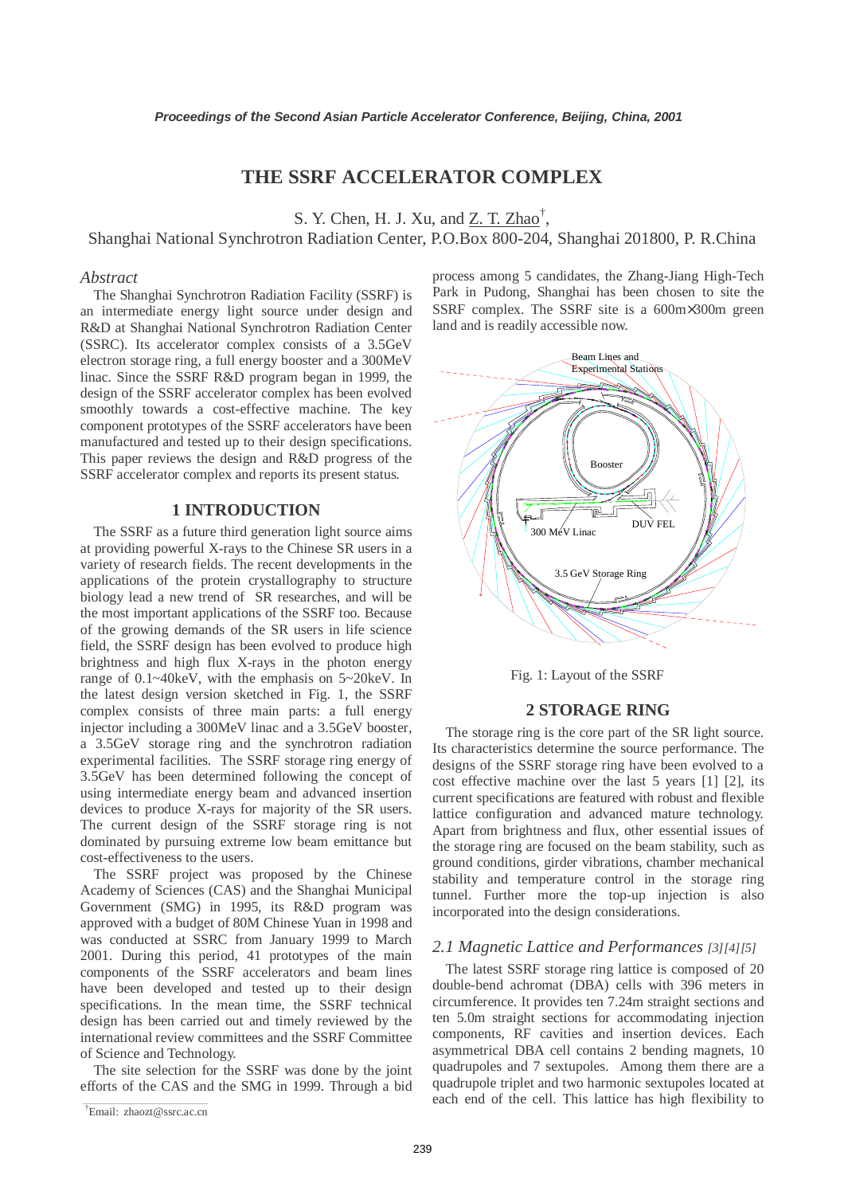# THE SSRF ACCELERATOR COMPLEX

S. Y. Chen, H. J. Xu, and Z. T. Zhao†,
Shanghai National Synchrotron Radiation Center, P.O.Box 800-204, Shanghai 201800, P. R.China

### *Abstract*

The Shanghai Synchrotron Radiation Facility (SSRF) is an intermediate energy light source under design and R&D at Shanghai National Synchrotron Radiation Center (SSRC). Its accelerator complex consists of a 3.5GeV electron storage ring, a full energy booster and a 300MeV linac. Since the SSRF R&D program began in 1999, the design of the SSRF accelerator complex has been evolved smoothly towards a cost-effective machine. The key component prototypes of the SSRF accelerators have been manufactured and tested up to their design specifications. This paper reviews the design and R&D progress of the SSRF accelerator complex and reports its present status.

## 1 INTRODUCTION

The SSRF as a future third generation light source aims at providing powerful X-rays to the Chinese SR users in a variety of research fields. The recent developments in the applications of the protein crystallography to structure biology lead a new trend of SR researches, and will be the most important applications of the SSRF too. Because of the growing demands of the SR users in life science field, the SSRF design has been evolved to produce high brightness and high flux X-rays in the photon energy range of 0.1~40keV, with the emphasis on 5~20keV. In the latest design version sketched in Fig. 1, the SSRF complex consists of three main parts: a full energy injector including a 300MeV linac and a 3.5GeV booster, a 3.5GeV storage ring and the synchrotron radiation experimental facilities. The SSRF storage ring energy of 3.5GeV has been determined following the concept of using intermediate energy beam and advanced insertion devices to produce X-rays for majority of the SR users. The current design of the SSRF storage ring is not dominated by pursuing extreme low beam emittance but cost-effectiveness to the users.

The SSRF project was proposed by the Chinese Academy of Sciences (CAS) and the Shanghai Municipal Government (SMG) in 1995, its R&D program was approved with a budget of 80M Chinese Yuan in 1998 and was conducted at SSRC from January 1999 to March 2001. During this period, 41 prototypes of the main components of the SSRF accelerators and beam lines have been developed and tested up to their design specifications. In the mean time, the SSRF technical design has been carried out and timely reviewed by the international review committees and the SSRF Committee of Science and Technology.

The site selection for the SSRF was done by the joint efforts of the CAS and the SMG in 1999. Through a bid process among 5 candidates, the Zhang-Jiang High-Tech Park in Pudong, Shanghai has been chosen to site the SSRF complex. The SSRF site is a 600m×300m green land and is readily accessible now.

Fig. 1: Layout of the SSRF

## 2 STORAGE RING

The storage ring is the core part of the SR light source. Its characteristics determine the source performance. The designs of the SSRF storage ring have been evolved to a cost effective machine over the last 5 years [1] [2], its current specifications are featured with robust and flexible lattice configuration and advanced mature technology. Apart from brightness and flux, other essential issues of the storage ring are focused on the beam stability, such as ground conditions, girder vibrations, chamber mechanical stability and temperature control in the storage ring tunnel. Further more the top-up injection is also incorporated into the design considerations.

### *2.1 Magnetic Lattice and Performances* [3][4][5]

The latest SSRF storage ring lattice is composed of 20 double-bend achromat (DBA) cells with 396 meters in circumference. It provides ten 7.24m straight sections and ten 5.0m straight sections for accommodating injection components, RF cavities and insertion devices. Each asymmetrical DBA cell contains 2 bending magnets, 10 quadrupoles and 7 sextupoles. Among them there are a quadrupole triplet and two harmonic sextupoles located at each end of the cell. This lattice has high flexibility to

†Email: zhaozt@ssrc.ac.cn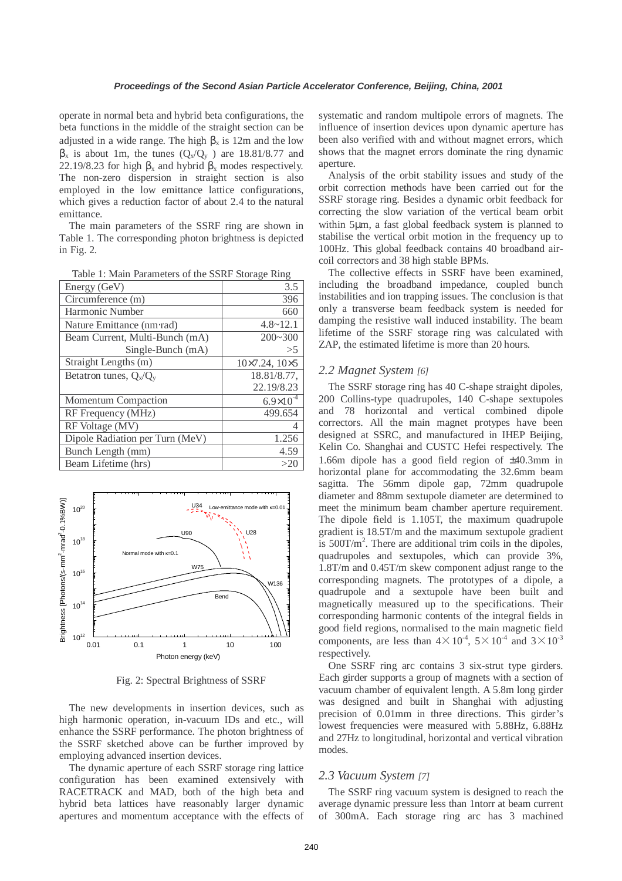operate in normal beta and hybrid beta configurations, the beta functions in the middle of the straight section can be adjusted in a wide range. The high $\beta_x$ is 12m and the low $\beta_x$ is about 1m, the tunes ($Q_x/Q_y$) are 18.81/8.77 and 22.19/8.23 for high $\beta_x$ and hybrid $\beta_x$ modes respectively. The non-zero dispersion in straight section is also employed in the low emittance lattice configurations, which gives a reduction factor of about 2.4 to the natural emittance.

The main parameters of the SSRF ring are shown in Table 1. The corresponding photon brightness is depicted in Fig. 2.

Table 1: Main Parameters of the SSRF Storage Ring

| | |
|---|---|
| Energy (GeV) | 3.5 |
| Circumference (m) | 396 |
| Harmonic Number | 660 |
| Nature Emittance (nm·rad) | 4.8~12.1 |
| Beam Current, Multi-Bunch (mA) | 200~300 |
| Single-Bunch (mA) | >5 |
| Straight Lengths (m) | 10×7.24, 10×5 |
| Betatron tunes, $Q_x/Q_y$ | 18.81/8.77, 22.19/8.23 |
| Momentum Compaction | $6.9\times10^{-4}$ |
| RF Frequency (MHz) | 499.654 |
| RF Voltage (MV) | 4 |
| Dipole Radiation per Turn (MeV) | 1.256 |
| Bunch Length (mm) | 4.59 |
| Beam Lifetime (hrs) | >20 |

Fig. 2: Spectral Brightness of SSRF

The new developments in insertion devices, such as high harmonic operation, in-vacuum IDs and etc., will enhance the SSRF performance. The photon brightness of the SSRF sketched above can be further improved by employing advanced insertion devices.

The dynamic aperture of each SSRF storage ring lattice configuration has been examined extensively with RACETRACK and MAD, both of the high beta and hybrid beta lattices have reasonably larger dynamic apertures and momentum acceptance with the effects of systematic and random multipole errors of magnets. The influence of insertion devices upon dynamic aperture has been also verified with and without magnet errors, which shows that the magnet errors dominate the ring dynamic aperture.

Analysis of the orbit stability issues and study of the orbit correction methods have been carried out for the SSRF storage ring. Besides a dynamic orbit feedback for correcting the slow variation of the vertical beam orbit within 5μm, a fast global feedback system is planned to stabilise the vertical orbit motion in the frequency up to 100Hz. This global feedback contains 40 broadband air-coil correctors and 38 high stable BPMs.

The collective effects in SSRF have been examined, including the broadband impedance, coupled bunch instabilities and ion trapping issues. The conclusion is that only a transverse beam feedback system is needed for damping the resistive wall induced instability. The beam lifetime of the SSRF storage ring was calculated with ZAP, the estimated lifetime is more than 20 hours.

## *2.2 Magnet System [6]*

The SSRF storage ring has 40 C-shape straight dipoles, 200 Collins-type quadrupoles, 140 C-shape sextupoles and 78 horizontal and vertical combined dipole correctors. All the main magnet protypes have been designed at SSRC, and manufactured in IHEP Beijing, Kelin Co. Shanghai and CUSTC Hefei respectively. The 1.66m dipole has a good field region of ±40.3mm in horizontal plane for accommodating the 32.6mm beam sagitta. The 56mm dipole gap, 72mm quadrupole diameter and 88mm sextupole diameter are determined to meet the minimum beam chamber aperture requirement. The dipole field is 1.105T, the maximum quadrupole gradient is 18.5T/m and the maximum sextupole gradient is 500T/m$^2$. There are additional trim coils in the dipoles, quadrupoles and sextupoles, which can provide 3%, 1.8T/m and 0.45T/m skew component adjust range to the corresponding magnets. The prototypes of a dipole, a quadrupole and a sextupole have been built and magnetically measured up to the specifications. Their corresponding harmonic contents of the integral fields in good field regions, normalised to the main magnetic field components, are less than $4\times10^{-4}$, $5\times10^{-4}$ and $3\times10^{-3}$ respectively.

One SSRF ring arc contains 3 six-strut type girders. Each girder supports a group of magnets with a section of vacuum chamber of equivalent length. A 5.8m long girder was designed and built in Shanghai with adjusting precision of 0.01mm in three directions. This girder's lowest frequencies were measured with 5.88Hz, 6.88Hz and 27Hz to longitudinal, horizontal and vertical vibration modes.

## *2.3 Vacuum System [7]*

The SSRF ring vacuum system is designed to reach the average dynamic pressure less than 1ntorr at beam current of 300mA. Each storage ring arc has 3 machined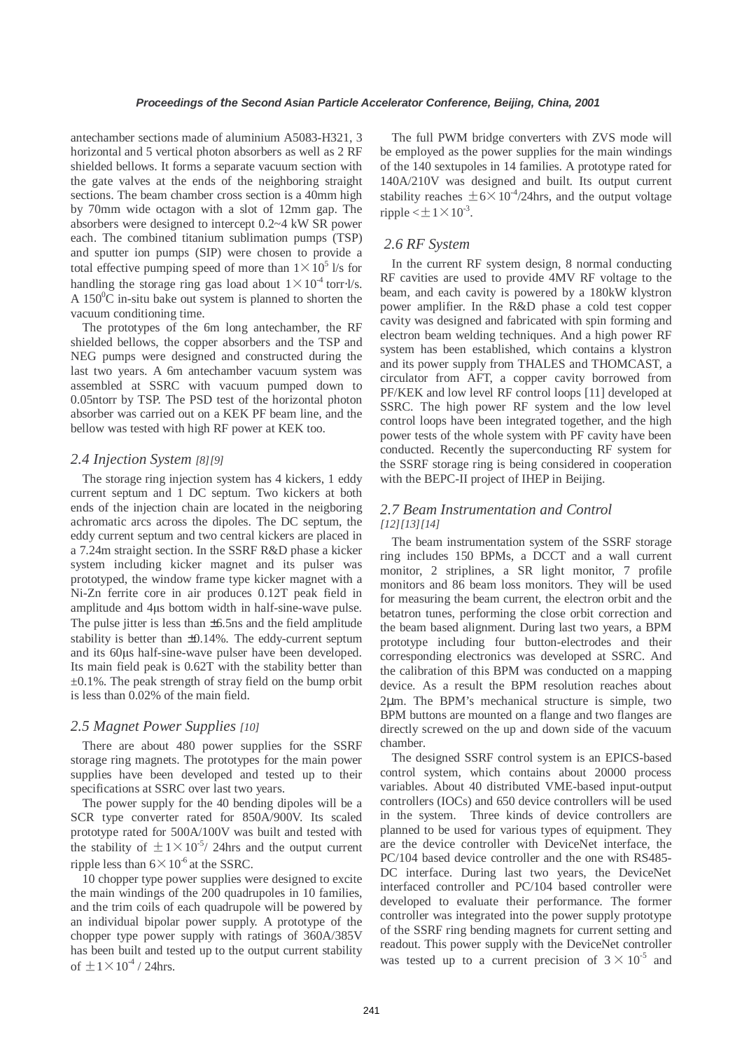antechamber sections made of aluminium A5083-H321, 3 horizontal and 5 vertical photon absorbers as well as 2 RF shielded bellows. It forms a separate vacuum section with the gate valves at the ends of the neighboring straight sections. The beam chamber cross section is a 40mm high by 70mm wide octagon with a slot of 12mm gap. The absorbers were designed to intercept 0.2~4 kW SR power each. The combined titanium sublimation pumps (TSP) and sputter ion pumps (SIP) were chosen to provide a total effective pumping speed of more than $1\times10^5$ l/s for handling the storage ring gas load about $1\times10^{-4}$ torr·l/s. A $150^0$C in-situ bake out system is planned to shorten the vacuum conditioning time.

The prototypes of the 6m long antechamber, the RF shielded bellows, the copper absorbers and the TSP and NEG pumps were designed and constructed during the last two years. A 6m antechamber vacuum system was assembled at SSRC with vacuum pumped down to 0.05ntorr by TSP. The PSD test of the horizontal photon absorber was carried out on a KEK PF beam line, and the bellow was tested with high RF power at KEK too.

### 2.4 Injection System [8][9]

The storage ring injection system has 4 kickers, 1 eddy current septum and 1 DC septum. Two kickers at both ends of the injection chain are located in the neigboring achromatic arcs across the dipoles. The DC septum, the eddy current septum and two central kickers are placed in a 7.24m straight section. In the SSRF R&D phase a kicker system including kicker magnet and its pulser was prototyped, the window frame type kicker magnet with a Ni-Zn ferrite core in air produces 0.12T peak field in amplitude and 4μs bottom width in half-sine-wave pulse. The pulse jitter is less than ±6.5ns and the field amplitude stability is better than ±0.14%. The eddy-current septum and its 60μs half-sine-wave pulser have been developed. Its main field peak is 0.62T with the stability better than ±0.1%. The peak strength of stray field on the bump orbit is less than 0.02% of the main field.

### 2.5 Magnet Power Supplies [10]

There are about 480 power supplies for the SSRF storage ring magnets. The prototypes for the main power supplies have been developed and tested up to their specifications at SSRC over last two years.

The power supply for the 40 bending dipoles will be a SCR type converter rated for 850A/900V. Its scaled prototype rated for 500A/100V was built and tested with the stability of $\pm1\times10^{-5}$/ 24hrs and the output current ripple less than $6\times10^{-6}$ at the SSRC.

10 chopper type power supplies were designed to excite the main windings of the 200 quadrupoles in 10 families, and the trim coils of each quadrupole will be powered by an individual bipolar power supply. A prototype of the chopper type power supply with ratings of 360A/385V has been built and tested up to the output current stability of $\pm1\times10^{-4}$ / 24hrs.

The full PWM bridge converters with ZVS mode will be employed as the power supplies for the main windings of the 140 sextupoles in 14 families. A prototype rated for 140A/210V was designed and built. Its output current stability reaches $\pm6\times10^{-4}$/24hrs, and the output voltage ripple $<\pm1\times10^{-3}$.

### 2.6 RF System

In the current RF system design, 8 normal conducting RF cavities are used to provide 4MV RF voltage to the beam, and each cavity is powered by a 180kW klystron power amplifier. In the R&D phase a cold test copper cavity was designed and fabricated with spin forming and electron beam welding techniques. And a high power RF system has been established, which contains a klystron and its power supply from THALES and THOMCAST, a circulator from AFT, a copper cavity borrowed from PF/KEK and low level RF control loops [11] developed at SSRC. The high power RF system and the low level control loops have been integrated together, and the high power tests of the whole system with PF cavity have been conducted. Recently the superconducting RF system for the SSRF storage ring is being considered in cooperation with the BEPC-II project of IHEP in Beijing.

### 2.7 Beam Instrumentation and Control [12][13][14]

The beam instrumentation system of the SSRF storage ring includes 150 BPMs, a DCCT and a wall current monitor, 2 striplines, a SR light monitor, 7 profile monitors and 86 beam loss monitors. They will be used for measuring the beam current, the electron orbit and the betatron tunes, performing the close orbit correction and the beam based alignment. During last two years, a BPM prototype including four button-electrodes and their corresponding electronics was developed at SSRC. And the calibration of this BPM was conducted on a mapping device. As a result the BPM resolution reaches about 2μm. The BPM's mechanical structure is simple, two BPM buttons are mounted on a flange and two flanges are directly screwed on the up and down side of the vacuum chamber.

The designed SSRF control system is an EPICS-based control system, which contains about 20000 process variables. About 40 distributed VME-based input-output controllers (IOCs) and 650 device controllers will be used in the system. Three kinds of device controllers are planned to be used for various types of equipment. They are the device controller with DeviceNet interface, the PC/104 based device controller and the one with RS485-DC interface. During last two years, the DeviceNet interfaced controller and PC/104 based controller were developed to evaluate their performance. The former controller was integrated into the power supply prototype of the SSRF ring bending magnets for current setting and readout. This power supply with the DeviceNet controller was tested up to a current precision of $3\times10^{-5}$ and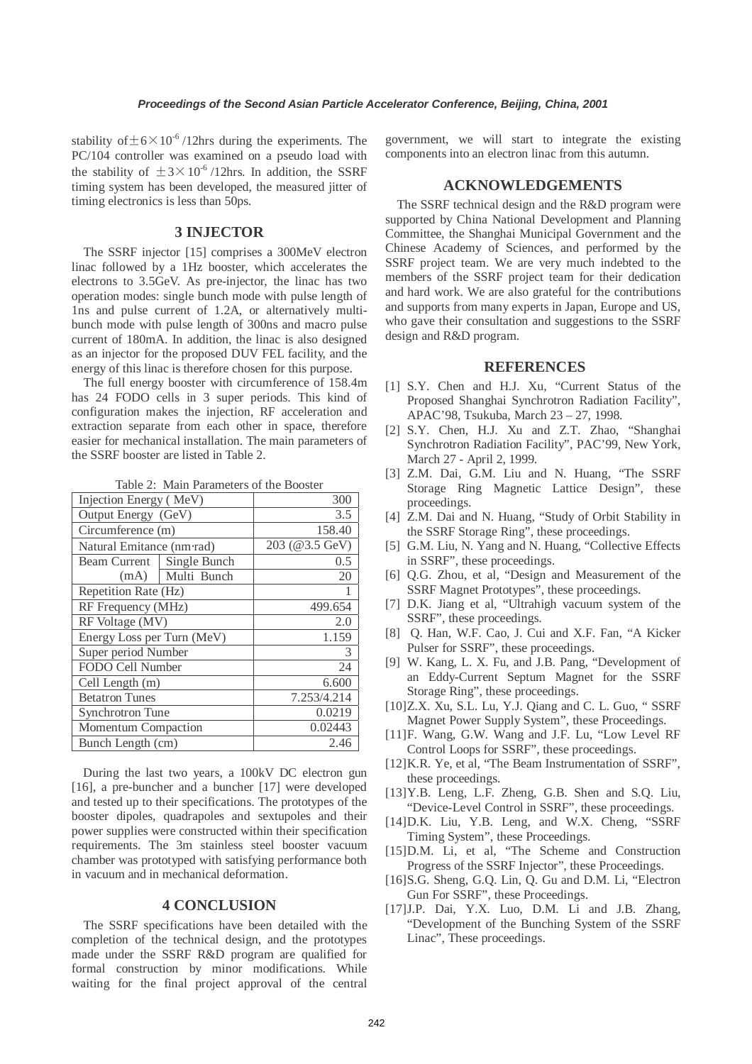stability of $\pm 6\times 10^{-6}$ /12hrs during the experiments. The PC/104 controller was examined on a pseudo load with the stability of $\pm 3\times 10^{-6}$ /12hrs. In addition, the SSRF timing system has been developed, the measured jitter of timing electronics is less than 50ps.

## 3 INJECTOR

The SSRF injector [15] comprises a 300MeV electron linac followed by a 1Hz booster, which accelerates the electrons to 3.5GeV. As pre-injector, the linac has two operation modes: single bunch mode with pulse length of 1ns and pulse current of 1.2A, or alternatively multi-bunch mode with pulse length of 300ns and macro pulse current of 180mA. In addition, the linac is also designed as an injector for the proposed DUV FEL facility, and the energy of this linac is therefore chosen for this purpose.

The full energy booster with circumference of 158.4m has 24 FODO cells in 3 super periods. This kind of configuration makes the injection, RF acceleration and extraction separate from each other in space, therefore easier for mechanical installation. The main parameters of the SSRF booster are listed in Table 2.

Table 2: Main Parameters of the Booster

| | | |
|---|---|---|
| Injection Energy ( MeV) | | 300 |
| Output Energy (GeV) | | 3.5 |
| Circumference (m) | | 158.40 |
| Natural Emitance (nm·rad) | | 203 (@3.5 GeV) |
| Beam Current (mA) | Single Bunch | 0.5 |
| | Multi Bunch | 20 |
| Repetition Rate (Hz) | | 1 |
| RF Frequency (MHz) | | 499.654 |
| RF Voltage (MV) | | 2.0 |
| Energy Loss per Turn (MeV) | | 1.159 |
| Super period Number | | 3 |
| FODO Cell Number | | 24 |
| Cell Length (m) | | 6.600 |
| Betatron Tunes | | 7.253/4.214 |
| Synchrotron Tune | | 0.0219 |
| Momentum Compaction | | 0.02443 |
| Bunch Length (cm) | | 2.46 |

During the last two years, a 100kV DC electron gun [16], a pre-buncher and a buncher [17] were developed and tested up to their specifications. The prototypes of the booster dipoles, quadrapoles and sextupoles and their power supplies were constructed within their specification requirements. The 3m stainless steel booster vacuum chamber was prototyped with satisfying performance both in vacuum and in mechanical deformation.

## 4 CONCLUSION

The SSRF specifications have been detailed with the completion of the technical design, and the prototypes made under the SSRF R&D program are qualified for formal construction by minor modifications. While waiting for the final project approval of the central government, we will start to integrate the existing components into an electron linac from this autumn.

## ACKNOWLEDGEMENTS

The SSRF technical design and the R&D program were supported by China National Development and Planning Committee, the Shanghai Municipal Government and the Chinese Academy of Sciences, and performed by the SSRF project team. We are very much indebted to the members of the SSRF project team for their dedication and hard work. We are also grateful for the contributions and supports from many experts in Japan, Europe and US, who gave their consultation and suggestions to the SSRF design and R&D program.

## REFERENCES

[1] S.Y. Chen and H.J. Xu, “Current Status of the Proposed Shanghai Synchrotron Radiation Facility”, APAC’98, Tsukuba, March 23 – 27, 1998.

[2] S.Y. Chen, H.J. Xu and Z.T. Zhao, “Shanghai Synchrotron Radiation Facility”, PAC’99, New York, March 27 - April 2, 1999.

[3] Z.M. Dai, G.M. Liu and N. Huang, “The SSRF Storage Ring Magnetic Lattice Design”, these proceedings.

[4] Z.M. Dai and N. Huang, “Study of Orbit Stability in the SSRF Storage Ring”, these proceedings.

[5] G.M. Liu, N. Yang and N. Huang, “Collective Effects in SSRF”, these proceedings.

[6] Q.G. Zhou, et al, “Design and Measurement of the SSRF Magnet Prototypes”, these proceedings.

[7] D.K. Jiang et al, “Ultrahigh vacuum system of the SSRF”, these proceedings.

[8] Q. Han, W.F. Cao, J. Cui and X.F. Fan, “A Kicker Pulser for SSRF”, these proceedings.

[9] W. Kang, L. X. Fu, and J.B. Pang, “Development of an Eddy-Current Septum Magnet for the SSRF Storage Ring”, these proceedings.

[10]Z.X. Xu, S.L. Lu, Y.J. Qiang and C. L. Guo, “ SSRF Magnet Power Supply System”, these Proceedings.

[11]F. Wang, G.W. Wang and J.F. Lu, “Low Level RF Control Loops for SSRF”, these proceedings.

[12]K.R. Ye, et al, “The Beam Instrumentation of SSRF”, these proceedings.

[13]Y.B. Leng, L.F. Zheng, G.B. Shen and S.Q. Liu, “Device-Level Control in SSRF”, these Proceedings.

[14]D.K. Liu, Y.B. Leng, and W.X. Cheng, “SSRF Timing System”, these Proceedings.

[15]D.M. Li, et al, “The Scheme and Construction Progress of the SSRF Injector”, these Proceedings.

[16]S.G. Sheng, G.Q. Lin, Q. Gu and D.M. Li, “Electron Gun For SSRF”, these Proceedings.

[17]J.P. Dai, Y.X. Luo, D.M. Li and J.B. Zhang, “Development of the Bunching System of the SSRF Linac”, These proceedings.